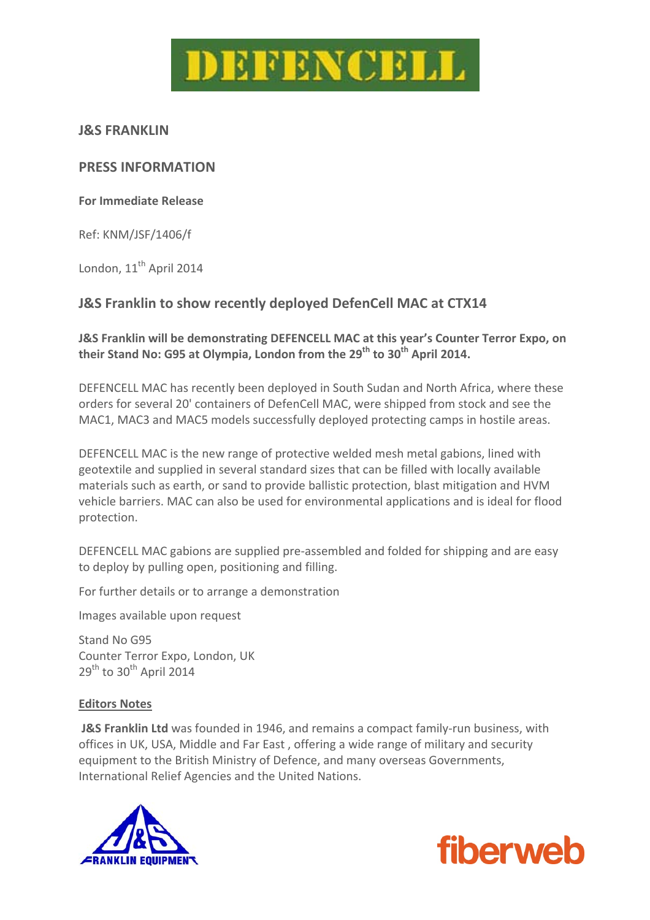# DEFENCELL

## J&S FRANKLIN

## PRESS INFORMATION

**For Immediate Release**

Ref: KNM/JSF/1406/f

London, 11th April 2014

### J&S Franklin to show recently deployed DefenCell MAC at CTX14

**J&S Franklin will be demonstrating DEFENCELL MAC at this year's Counter Terror Expo, on their Stand No: G95 at Olympia, London from the 29th to 30th April 2014.**

DEFENCELL MAC has recently been deployed in South Sudan and North Africa, where these orders for several 20' containers of DefenCell MAC, were shipped from stock and see the MAC1, MAC3 and MAC5 models successfully deployed protecting camps in hostile areas.

DEFENCELL MAC is the new range of protective welded mesh metal gabions, lined with geotextile and supplied in several standard sizes that can be filled with locally available materials such as earth, or sand to provide ballistic protection, blast mitigation and HVM vehicle barriers. MAC can also be used for environmental applications and is ideal for flood protection.

DEFENCELL MAC gabions are supplied pre-assembled and folded for shipping and are easy to deploy by pulling open, positioning and filling.

For further details or to arrange a demonstration

Images available upon request

Stand No G95
Counter Terror Expo, London, UK
29th to 30th April 2014

**Editors Notes**

**J&S Franklin Ltd** was founded in 1946, and remains a compact family-run business, with offices in UK, USA, Middle and Far East , offering a wide range of military and security equipment to the British Ministry of Defence, and many overseas Governments, International Relief Agencies and the United Nations.

J&S FRANKLIN EQUIPMENT

fiberweb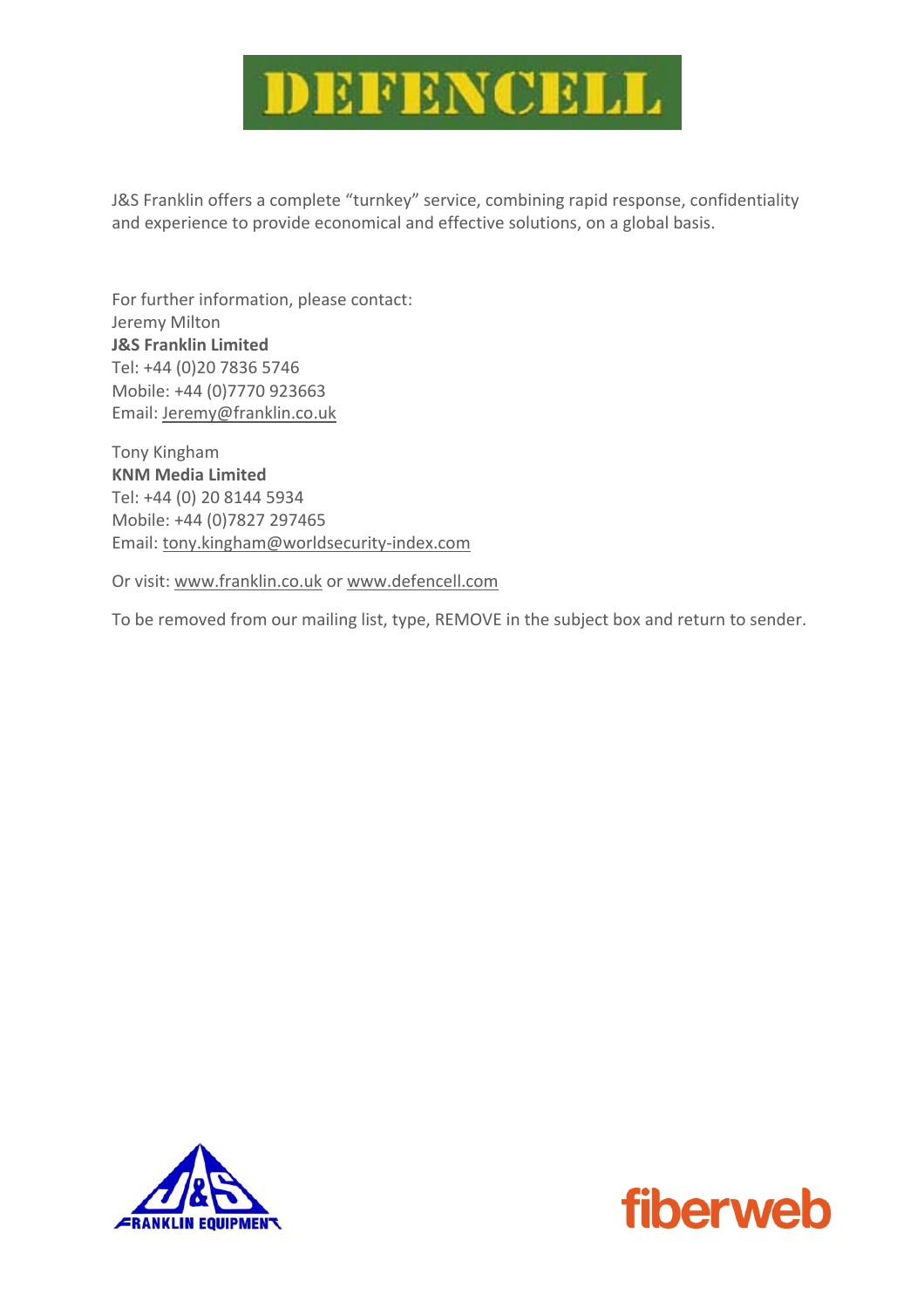DEFENCELL

J&S Franklin offers a complete "turnkey" service, combining rapid response, confidentiality and experience to provide economical and effective solutions, on a global basis.

For further information, please contact:
Jeremy Milton
**J&S Franklin Limited**
Tel: +44 (0)20 7836 5746
Mobile: +44 (0)7770 923663
Email: Jeremy@franklin.co.uk

Tony Kingham
**KNM Media Limited**
Tel: +44 (0) 20 8144 5934
Mobile: +44 (0)7827 297465
Email: tony.kingham@worldsecurity-index.com

Or visit: www.franklin.co.uk or www.defencell.com

To be removed from our mailing list, type, REMOVE in the subject box and return to sender.

J&S FRANKLIN EQUIPMENT

fiberweb